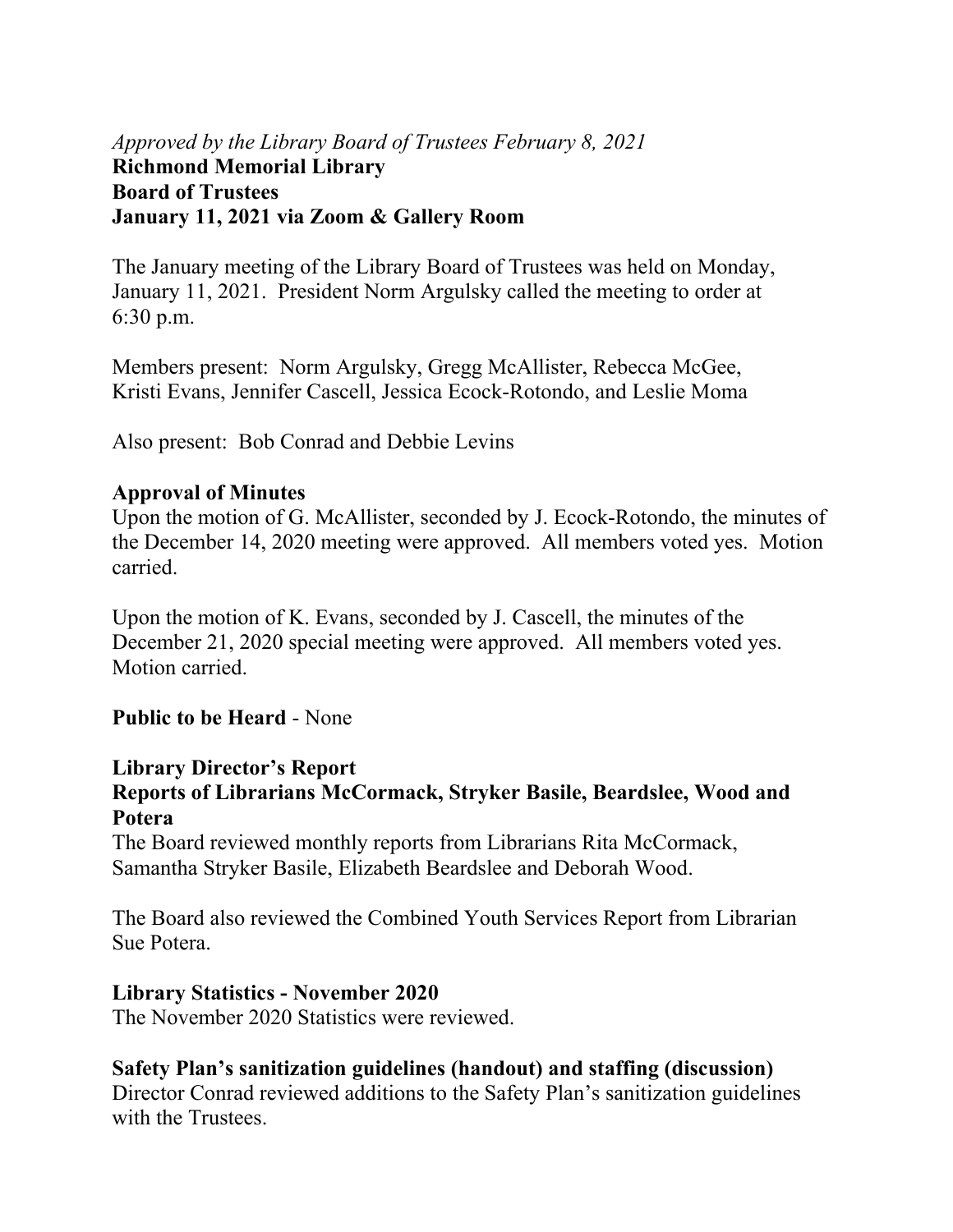*Approved by the Library Board of Trustees February 8, 2021*
**Richmond Memorial Library**
**Board of Trustees**
**January 11, 2021 via Zoom & Gallery Room**

The January meeting of the Library Board of Trustees was held on Monday, January 11, 2021. President Norm Argulsky called the meeting to order at 6:30 p.m.

Members present: Norm Argulsky, Gregg McAllister, Rebecca McGee, Kristi Evans, Jennifer Cascell, Jessica Ecock-Rotondo, and Leslie Moma

Also present: Bob Conrad and Debbie Levins

**Approval of Minutes**

Upon the motion of G. McAllister, seconded by J. Ecock-Rotondo, the minutes of the December 14, 2020 meeting were approved. All members voted yes. Motion carried.

Upon the motion of K. Evans, seconded by J. Cascell, the minutes of the December 21, 2020 special meeting were approved. All members voted yes. Motion carried.

**Public to be Heard** - None

**Library Director's Report**

**Reports of Librarians McCormack, Stryker Basile, Beardslee, Wood and Potera**

The Board reviewed monthly reports from Librarians Rita McCormack, Samantha Stryker Basile, Elizabeth Beardslee and Deborah Wood.

The Board also reviewed the Combined Youth Services Report from Librarian Sue Potera.

**Library Statistics - November 2020**

The November 2020 Statistics were reviewed.

**Safety Plan's sanitization guidelines (handout) and staffing (discussion)**

Director Conrad reviewed additions to the Safety Plan's sanitization guidelines with the Trustees.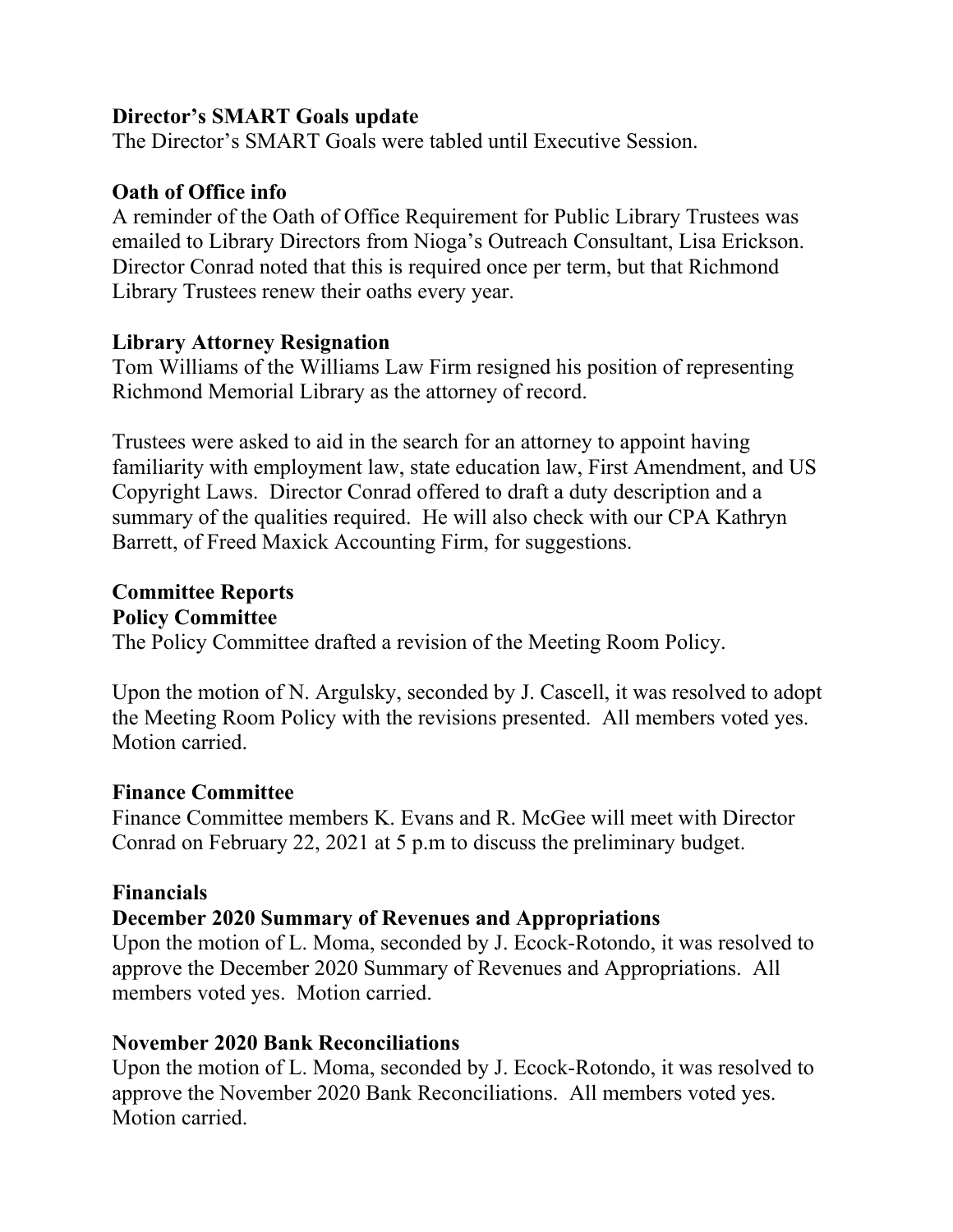**Director's SMART Goals update**

The Director's SMART Goals were tabled until Executive Session.

**Oath of Office info**

A reminder of the Oath of Office Requirement for Public Library Trustees was emailed to Library Directors from Nioga's Outreach Consultant, Lisa Erickson. Director Conrad noted that this is required once per term, but that Richmond Library Trustees renew their oaths every year.

**Library Attorney Resignation**

Tom Williams of the Williams Law Firm resigned his position of representing Richmond Memorial Library as the attorney of record.

Trustees were asked to aid in the search for an attorney to appoint having familiarity with employment law, state education law, First Amendment, and US Copyright Laws. Director Conrad offered to draft a duty description and a summary of the qualities required. He will also check with our CPA Kathryn Barrett, of Freed Maxick Accounting Firm, for suggestions.

**Committee Reports**

**Policy Committee**

The Policy Committee drafted a revision of the Meeting Room Policy.

Upon the motion of N. Argulsky, seconded by J. Cascell, it was resolved to adopt the Meeting Room Policy with the revisions presented. All members voted yes. Motion carried.

**Finance Committee**

Finance Committee members K. Evans and R. McGee will meet with Director Conrad on February 22, 2021 at 5 p.m to discuss the preliminary budget.

**Financials**

**December 2020 Summary of Revenues and Appropriations**

Upon the motion of L. Moma, seconded by J. Ecock-Rotondo, it was resolved to approve the December 2020 Summary of Revenues and Appropriations. All members voted yes. Motion carried.

**November 2020 Bank Reconciliations**

Upon the motion of L. Moma, seconded by J. Ecock-Rotondo, it was resolved to approve the November 2020 Bank Reconciliations. All members voted yes. Motion carried.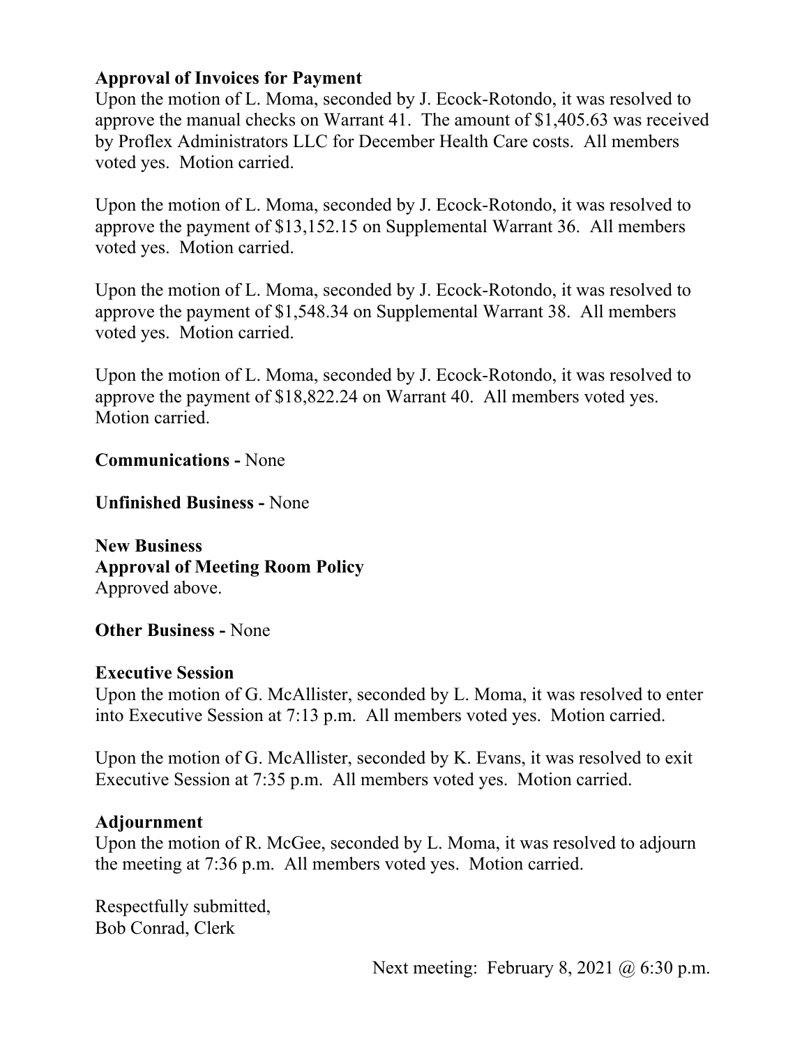**Approval of Invoices for Payment**

Upon the motion of L. Moma, seconded by J. Ecock-Rotondo, it was resolved to approve the manual checks on Warrant 41. The amount of $1,405.63 was received by Proflex Administrators LLC for December Health Care costs. All members voted yes. Motion carried.

Upon the motion of L. Moma, seconded by J. Ecock-Rotondo, it was resolved to approve the payment of $13,152.15 on Supplemental Warrant 36. All members voted yes. Motion carried.

Upon the motion of L. Moma, seconded by J. Ecock-Rotondo, it was resolved to approve the payment of $1,548.34 on Supplemental Warrant 38. All members voted yes. Motion carried.

Upon the motion of L. Moma, seconded by J. Ecock-Rotondo, it was resolved to approve the payment of $18,822.24 on Warrant 40. All members voted yes. Motion carried.

**Communications -** None

**Unfinished Business -** None

**New Business**

**Approval of Meeting Room Policy**

Approved above.

**Other Business -** None

**Executive Session**

Upon the motion of G. McAllister, seconded by L. Moma, it was resolved to enter into Executive Session at 7:13 p.m. All members voted yes. Motion carried.

Upon the motion of G. McAllister, seconded by K. Evans, it was resolved to exit Executive Session at 7:35 p.m. All members voted yes. Motion carried.

**Adjournment**

Upon the motion of R. McGee, seconded by L. Moma, it was resolved to adjourn the meeting at 7:36 p.m. All members voted yes. Motion carried.

Respectfully submitted,
Bob Conrad, Clerk

Next meeting: February 8, 2021 @ 6:30 p.m.